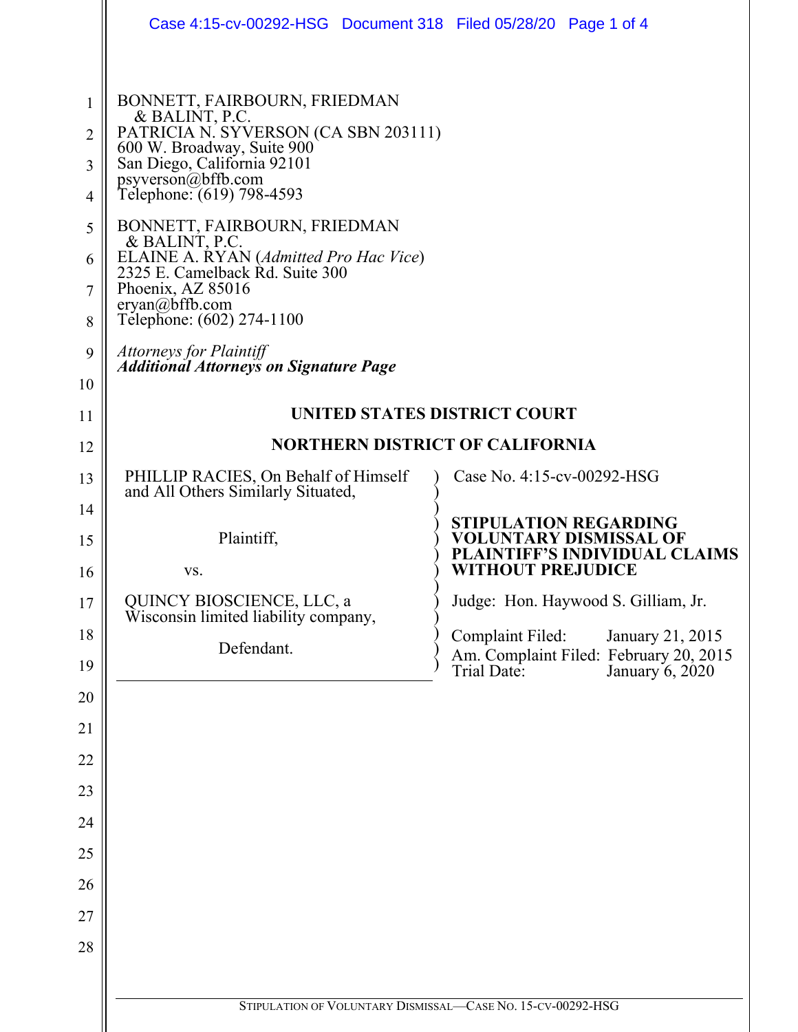BONNETT, FAIRBOURN, FRIEDMAN
& BALINT, P.C.
PATRICIA N. SYVERSON (CA SBN 203111)
600 W. Broadway, Suite 900
San Diego, California 92101
psyverson@bffb.com
Telephone: (619) 798-4593

BONNETT, FAIRBOURN, FRIEDMAN
& BALINT, P.C.
ELAINE A. RYAN (*Admitted Pro Hac Vice*)
2325 E. Camelback Rd. Suite 300
Phoenix, AZ 85016
eryan@bffb.com
Telephone: (602) 274-1100

*Attorneys for Plaintiff*
***Additional Attorneys on Signature Page***

**UNITED STATES DISTRICT COURT**

**NORTHERN DISTRICT OF CALIFORNIA**

PHILLIP RACIES, On Behalf of Himself and All Others Similarly Situated,

Plaintiff,

vs.

QUINCY BIOSCIENCE, LLC, a Wisconsin limited liability company,

Defendant.

Case No. 4:15-cv-00292-HSG

**STIPULATION REGARDING VOLUNTARY DISMISSAL OF PLAINTIFF'S INDIVIDUAL CLAIMS WITHOUT PREJUDICE**

Judge: Hon. Haywood S. Gilliam, Jr.

Complaint Filed: January 21, 2015
Am. Complaint Filed: February 20, 2015
Trial Date: January 6, 2020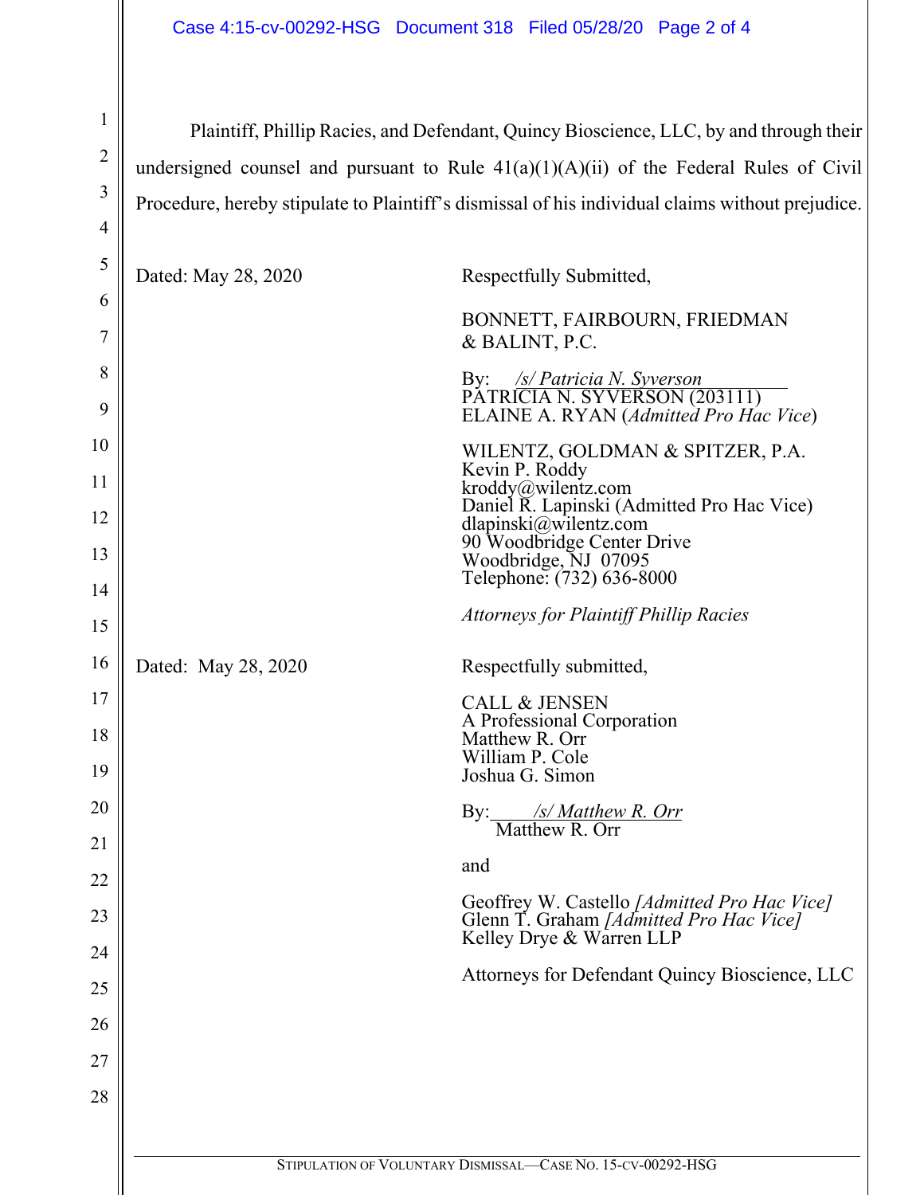Plaintiff, Phillip Racies, and Defendant, Quincy Bioscience, LLC, by and through their undersigned counsel and pursuant to Rule 41(a)(1)(A)(ii) of the Federal Rules of Civil Procedure, hereby stipulate to Plaintiff's dismissal of his individual claims without prejudice.

Dated: May 28, 2020

Respectfully Submitted,

BONNETT, FAIRBOURN, FRIEDMAN & BALINT, P.C.

By: */s/ Patricia N. Syverson*
PATRICIA N. SYVERSON (203111)
ELAINE A. RYAN (*Admitted Pro Hac Vice*)

WILENTZ, GOLDMAN & SPITZER, P.A.
Kevin P. Roddy
kroddy@wilentz.com
Daniel R. Lapinski (Admitted Pro Hac Vice)
dlapinski@wilentz.com
90 Woodbridge Center Drive
Woodbridge, NJ 07095
Telephone: (732) 636-8000

*Attorneys for Plaintiff Phillip Racies*

Dated: May 28, 2020

Respectfully submitted,

CALL & JENSEN
A Professional Corporation
Matthew R. Orr
William P. Cole
Joshua G. Simon

By: */s/ Matthew R. Orr*
Matthew R. Orr

and

Geoffrey W. Castello *[Admitted Pro Hac Vice]*
Glenn T. Graham *[Admitted Pro Hac Vice]*
Kelley Drye & Warren LLP

Attorneys for Defendant Quincy Bioscience, LLC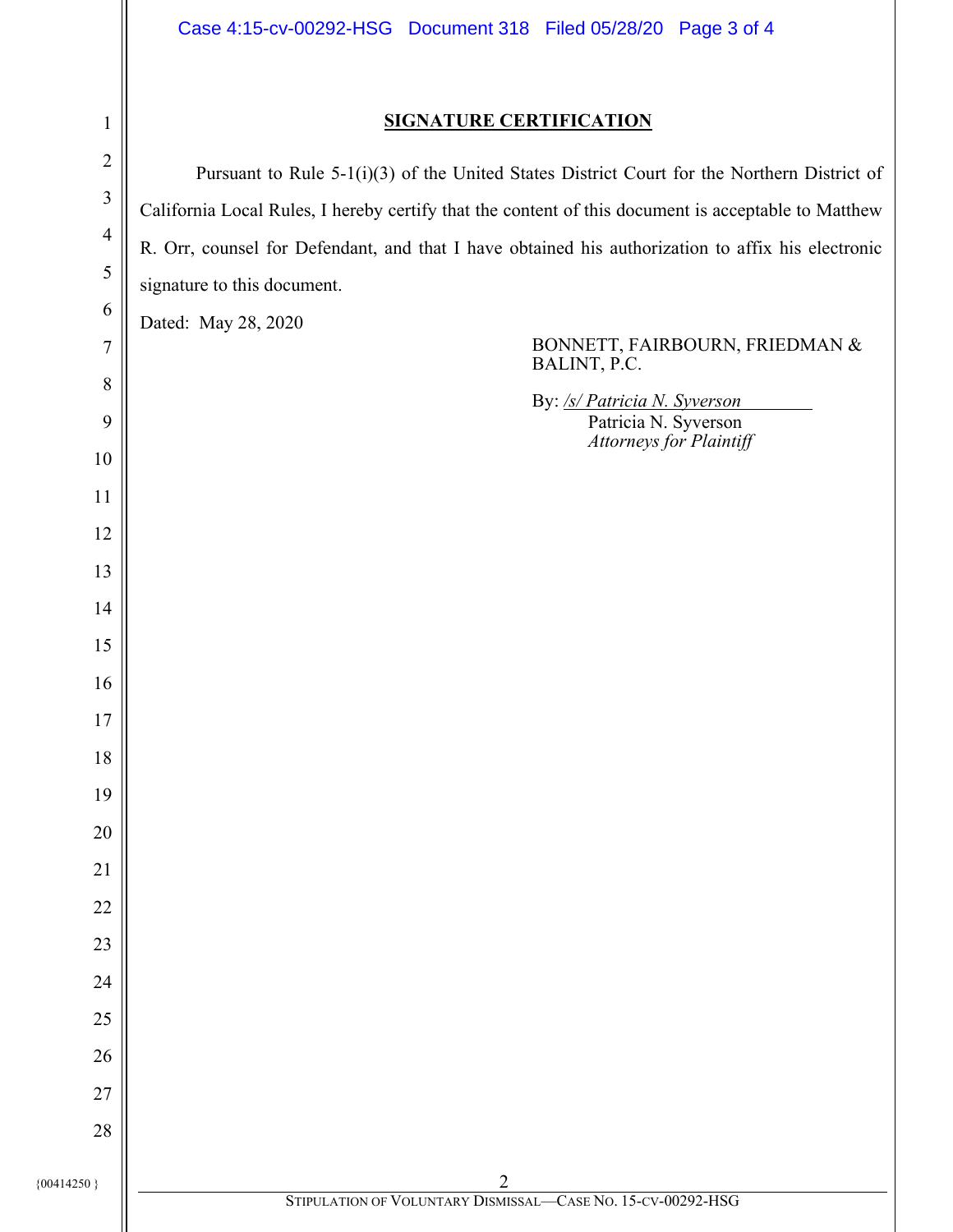**SIGNATURE CERTIFICATION**

Pursuant to Rule 5-1(i)(3) of the United States District Court for the Northern District of California Local Rules, I hereby certify that the content of this document is acceptable to Matthew R. Orr, counsel for Defendant, and that I have obtained his authorization to affix his electronic signature to this document.

Dated: May 28, 2020

BONNETT, FAIRBOURN, FRIEDMAN & BALINT, P.C.

By: */s/ Patricia N. Syverson*
Patricia N. Syverson
*Attorneys for Plaintiff*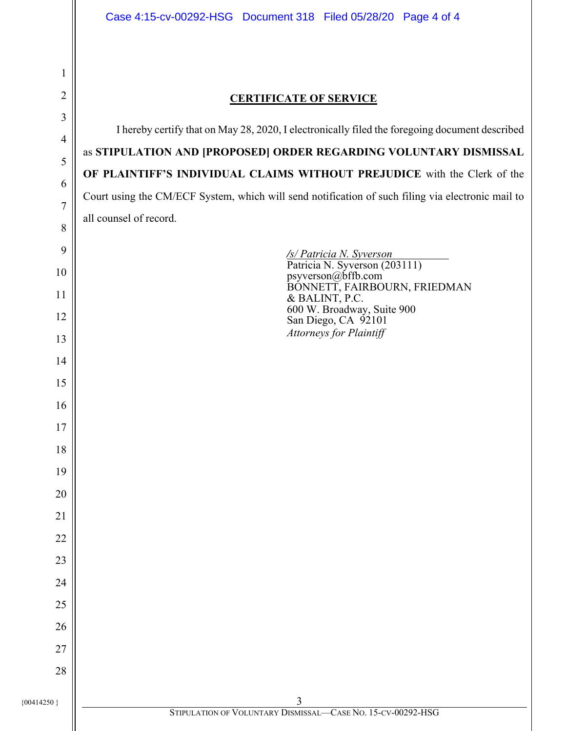## CERTIFICATE OF SERVICE

I hereby certify that on May 28, 2020, I electronically filed the foregoing document described as **STIPULATION AND [PROPOSED] ORDER REGARDING VOLUNTARY DISMISSAL OF PLAINTIFF'S INDIVIDUAL CLAIMS WITHOUT PREJUDICE** with the Clerk of the Court using the CM/ECF System, which will send notification of such filing via electronic mail to all counsel of record.

*/s/ Patricia N. Syverson*
Patricia N. Syverson (203111)
psyverson@bffb.com
BONNETT, FAIRBOURN, FRIEDMAN & BALINT, P.C.
600 W. Broadway, Suite 900
San Diego, CA 92101
*Attorneys for Plaintiff*